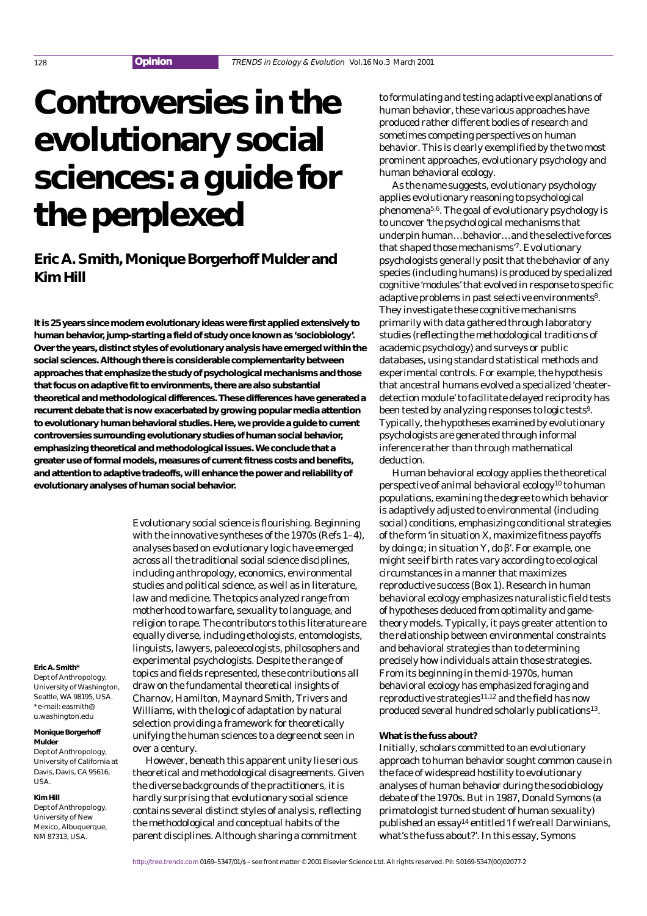# Controversies in the evolutionary social sciences: a guide for the perplexed

## Eric A. Smith, Monique Borgerhoff Mulder and Kim Hill

**It is 25 years since modern evolutionary ideas were first applied extensively to human behavior, jump-starting a field of study once known as 'sociobiology'. Over the years, distinct styles of evolutionary analysis have emerged within the social sciences. Although there is considerable complementarity between approaches that emphasize the study of psychological mechanisms and those that focus on adaptive fit to environments, there are also substantial theoretical and methodological differences. These differences have generated a recurrent debate that is now exacerbated by growing popular media attention to evolutionary human behavioral studies. Here, we provide a guide to current controversies surrounding evolutionary studies of human social behavior, emphasizing theoretical and methodological issues. We conclude that a greater use of formal models, measures of current fitness costs and benefits, and attention to adaptive tradeoffs, will enhance the power and reliability of evolutionary analyses of human social behavior.**

**Eric A. Smith***
Dept of Anthropology, University of Washington, Seattle, WA 98195, USA.
*e-mail: easmith@u.washington.edu

**Monique Borgerhoff Mulder**
Dept of Anthropology, University of California at Davis, Davis, CA 95616, USA.

**Kim Hill**
Dept of Anthropology, University of New Mexico, Albuquerque, NM 87313, USA.

Evolutionary social science is flourishing. Beginning with the innovative syntheses of the 1970s (Refs 1–4), analyses based on evolutionary logic have emerged across all the traditional social science disciplines, including anthropology, economics, environmental studies and political science, as well as in literature, law and medicine. The topics analyzed range from motherhood to warfare, sexuality to language, and religion to rape. The contributors to this literature are equally diverse, including ethologists, entomologists, linguists, lawyers, paleoecologists, philosophers and experimental psychologists. Despite the range of topics and fields represented, these contributions all draw on the fundamental theoretical insights of Charnov, Hamilton, Maynard Smith, Trivers and Williams, with the logic of adaptation by natural selection providing a framework for theoretically unifying the human sciences to a degree not seen in over a century.

However, beneath this apparent unity lie serious theoretical and methodological disagreements. Given the diverse backgrounds of the practitioners, it is hardly surprising that evolutionary social science contains several distinct styles of analysis, reflecting the methodological and conceptual habits of the parent disciplines. Although sharing a commitment to formulating and testing adaptive explanations of human behavior, these various approaches have produced rather different bodies of research and sometimes competing perspectives on human behavior. This is clearly exemplified by the two most prominent approaches, evolutionary psychology and human behavioral ecology.

As the name suggests, evolutionary psychology applies evolutionary reasoning to psychological phenomena[5,6]. The goal of evolutionary psychology is to uncover 'the psychological mechanisms that underpin human…behavior…and the selective forces that shaped those mechanisms'[7]. Evolutionary psychologists generally posit that the behavior of any species (including humans) is produced by specialized cognitive 'modules' that evolved in response to specific adaptive problems in past selective environments[8]. They investigate these cognitive mechanisms primarily with data gathered through laboratory studies (reflecting the methodological traditions of academic psychology) and surveys or public databases, using standard statistical methods and experimental controls. For example, the hypothesis that ancestral humans evolved a specialized 'cheater-detection module' to facilitate delayed reciprocity has been tested by analyzing responses to logic tests[9]. Typically, the hypotheses examined by evolutionary psychologists are generated through informal inference rather than through mathematical deduction.

Human behavioral ecology applies the theoretical perspective of animal behavioral ecology[10] to human populations, examining the degree to which behavior is adaptively adjusted to environmental (including social) conditions, emphasizing conditional strategies of the form 'in situation X, maximize fitness payoffs by doing α; in situation Y, do β'. For example, one might see if birth rates vary according to ecological circumstances in a manner that maximizes reproductive success (Box 1). Research in human behavioral ecology emphasizes naturalistic field tests of hypotheses deduced from optimality and game-theory models. Typically, it pays greater attention to the relationship between environmental constraints and behavioral strategies than to determining precisely how individuals attain those strategies. From its beginning in the mid-1970s, human behavioral ecology has emphasized foraging and reproductive strategies[11,12] and the field has now produced several hundred scholarly publications[13].

**What is the fuss about?**

Initially, scholars committed to an evolutionary approach to human behavior sought common cause in the face of widespread hostility to evolutionary analyses of human behavior during the sociobiology debate of the 1970s. But in 1987, Donald Symons (a primatologist turned student of human sexuality) published an essay[14] entitled 'If we're all Darwinians, what's the fuss about?'. In this essay, Symons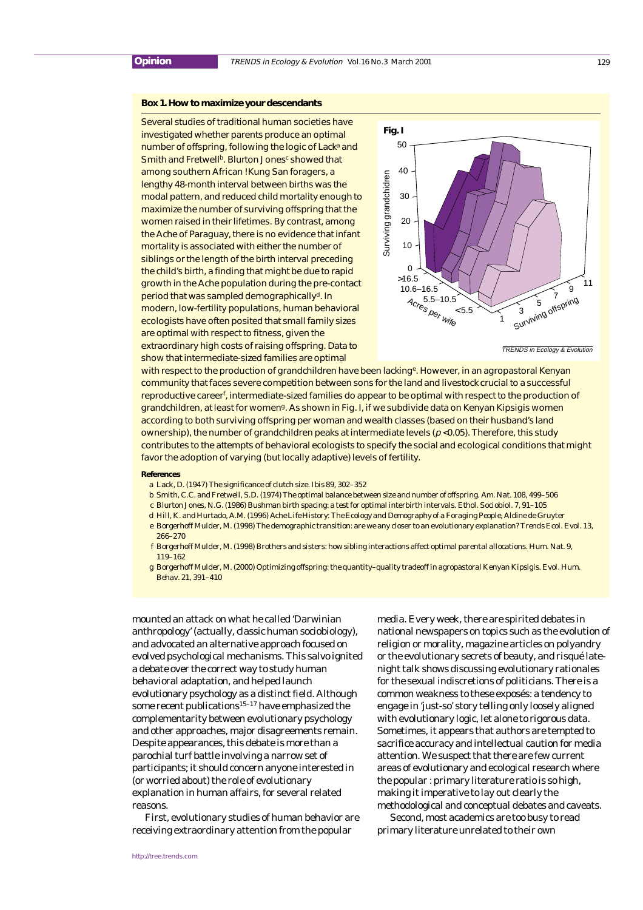### Box 1. How to maximize your descendants

Several studies of traditional human societies have investigated whether parents produce an optimal number of offspring, following the logic of Lack[a] and Smith and Fretwell[b]. Blurton Jones[c] showed that among southern African !Kung San foragers, a lengthy 48-month interval between births was the modal pattern, and reduced child mortality enough to maximize the number of surviving offspring that the women raised in their lifetimes. By contrast, among the Ache of Paraguay, there is no evidence that infant mortality is associated with either the number of siblings or the length of the birth interval preceding the child's birth, a finding that might be due to rapid growth in the Ache population during the pre-contact period that was sampled demographically[d]. In modern, low-fertility populations, human behavioral ecologists have often posited that small family sizes are optimal with respect to fitness, given the extraordinary high costs of raising offspring. Data to show that intermediate-sized families are optimal with respect to the production of grandchildren have been lacking[e]. However, in an agropastoral Kenyan community that faces severe competition between sons for the land and livestock crucial to a successful reproductive career[f], intermediate-sized families do appear to be optimal with respect to the production of grandchildren, at least for women[g]. As shown in Fig. I, if we subdivide data on Kenyan Kipsigis women according to both surviving offspring per woman and wealth classes (based on their husband's land ownership), the number of grandchildren peaks at intermediate levels ($p < 0.05$). Therefore, this study contributes to the attempts of behavioral ecologists to specify the social and ecological conditions that might favor the adoption of varying (but locally adaptive) levels of fertility.

Fig. I

#### References

a Lack, D. (1947) The significance of clutch size. Ibis 89, 302–352

b Smith, C.C. and Fretwell, S.D. (1974) The optimal balance between size and number of offspring. Am. Nat. 108, 499–506

c Blurton Jones, N.G. (1986) Bushman birth spacing: a test for optimal interbirth intervals. Ethol. Sociobiol. 7, 91–105

d Hill, K. and Hurtado, A.M. (1996) Ache Life History: The Ecology and Demography of a Foraging People, Aldine de Gruyter

e Borgerhoff Mulder, M. (1998) The demographic transition: are we any closer to an evolutionary explanation? Trends Ecol. Evol. 13, 266–270

f Borgerhoff Mulder, M. (1998) Brothers and sisters: how sibling interactions affect optimal parental allocations. Hum. Nat. 9, 119–162

g Borgerhoff Mulder, M. (2000) Optimizing offspring: the quantity–quality tradeoff in agropastoral Kenyan Kipsigis. Evol. Hum. Behav. 21, 391–410

mounted an attack on what he called 'Darwinian anthropology' (actually, classic human sociobiology), and advocated an alternative approach focused on evolved psychological mechanisms. This salvo ignited a debate over the correct way to study human behavioral adaptation, and helped launch evolutionary psychology as a distinct field. Although some recent publications[15–17] have emphasized the complementarity between evolutionary psychology and other approaches, major disagreements remain. Despite appearances, this debate is more than a parochial turf battle involving a narrow set of participants; it should concern anyone interested in (or worried about) the role of evolutionary explanation in human affairs, for several related reasons.

First, evolutionary studies of human behavior are receiving extraordinary attention from the popular media. Every week, there are spirited debates in national newspapers on topics such as the evolution of religion or morality, magazine articles on polyandry or the evolutionary secrets of beauty, and risqué late-night talk shows discussing evolutionary rationales for the sexual indiscretions of politicians. There is a common weakness to these exposés: a tendency to engage in 'just-so' story telling only loosely aligned with evolutionary logic, let alone to rigorous data. Sometimes, it appears that authors are tempted to sacrifice accuracy and intellectual caution for media attention. We suspect that there are few current areas of evolutionary and ecological research where the popular : primary literature ratio is so high, making it imperative to lay out clearly the methodological and conceptual debates and caveats.

Second, most academics are too busy to read primary literature unrelated to their own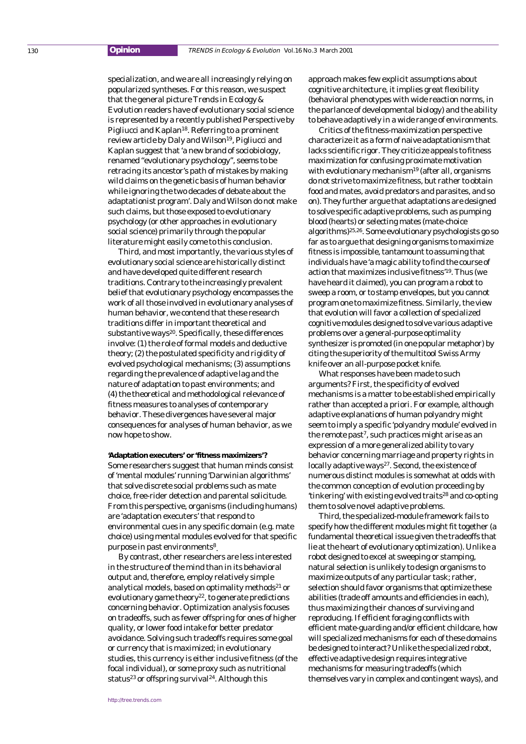specialization, and we are all increasingly relying on popularized syntheses. For this reason, we suspect that the general picture *Trends in Ecology & Evolution* readers have of evolutionary social science is represented by a recently published Perspective by Pigliucci and Kaplan[18]. Referring to a prominent review article by Daly and Wilson[19], Pigliucci and Kaplan suggest that 'a new brand of sociobiology, renamed "evolutionary psychology", seems to be retracing its ancestor's path of mistakes by making wild claims on the genetic basis of human behavior while ignoring the two decades of debate about the adaptationist program'. Daly and Wilson do not make such claims, but those exposed to evolutionary psychology (or other approaches in evolutionary social science) primarily through the popular literature might easily come to this conclusion.

Third, and most importantly, the various styles of evolutionary social science are historically distinct and have developed quite different research traditions. Contrary to the increasingly prevalent belief that evolutionary psychology encompasses the work of all those involved in evolutionary analyses of human behavior, we contend that these research traditions differ in important theoretical and substantive ways[20]. Specifically, these differences involve: (1) the role of formal models and deductive theory; (2) the postulated specificity and rigidity of evolved psychological mechanisms; (3) assumptions regarding the prevalence of adaptive lag and the nature of adaptation to past environments; and (4) the theoretical and methodological relevance of fitness measures to analyses of contemporary behavior. These divergences have several major consequences for analyses of human behavior, as we now hope to show.

**'Adaptation executers' or 'fitness maximizers'?**

Some researchers suggest that human minds consist of 'mental modules' running 'Darwinian algorithms' that solve discrete social problems such as mate choice, free-rider detection and parental solicitude. From this perspective, organisms (including humans) are 'adaptation executers' that respond to environmental cues in any specific domain (e.g. mate choice) using mental modules evolved for that specific purpose in past environments[8].

By contrast, other researchers are less interested in the structure of the mind than in its behavioral output and, therefore, employ relatively simple analytical models, based on optimality methods[21] or evolutionary game theory[22], to generate predictions concerning behavior. Optimization analysis focuses on tradeoffs, such as fewer offspring for ones of higher quality, or lower food intake for better predator avoidance. Solving such tradeoffs requires some goal or currency that is maximized; in evolutionary studies, this currency is either inclusive fitness (of the focal individual), or some proxy such as nutritional status[23] or offspring survival[24]. Although this approach makes few explicit assumptions about cognitive architecture, it implies great flexibility (behavioral phenotypes with wide reaction norms, in the parlance of developmental biology) and the ability to behave adaptively in a wide range of environments.

Critics of the fitness-maximization perspective characterize it as a form of naive adaptationism that lacks scientific rigor. They criticize appeals to fitness maximization for confusing proximate motivation with evolutionary mechanism[19] (after all, organisms do not strive to maximize fitness, but rather to obtain food and mates, avoid predators and parasites, and so on). They further argue that adaptations are designed to solve specific adaptive problems, such as pumping blood (hearts) or selecting mates (mate-choice algorithms)[25,26]. Some evolutionary psychologists go so far as to argue that designing organisms to maximize fitness is impossible, tantamount to assuming that individuals have 'a magic ability to find the course of action that maximizes inclusive fitness'[19]. Thus (we have heard it claimed), you can program a robot to sweep a room, or to stamp envelopes, but you cannot program one to maximize fitness. Similarly, the view that evolution will favor a collection of specialized cognitive modules designed to solve various adaptive problems over a general-purpose optimality synthesizer is promoted (in one popular metaphor) by citing the superiority of the multitool Swiss Army knife over an all-purpose pocket knife.

What responses have been made to such arguments? First, the specificity of evolved mechanisms is a matter to be established empirically rather than accepted a priori. For example, although adaptive explanations of human polyandry might seem to imply a specific 'polyandry module' evolved in the remote past[7], such practices might arise as an expression of a more generalized ability to vary behavior concerning marriage and property rights in locally adaptive ways[27]. Second, the existence of numerous distinct modules is somewhat at odds with the common conception of evolution proceeding by 'tinkering' with existing evolved traits[28] and co-opting them to solve novel adaptive problems.

Third, the specialized-module framework fails to specify how the different modules might fit together (a fundamental theoretical issue given the tradeoffs that lie at the heart of evolutionary optimization). Unlike a robot designed to excel at sweeping or stamping, natural selection is unlikely to design organisms to maximize outputs of any particular task; rather, selection should favor organisms that optimize these abilities (trade off amounts and efficiencies in each), thus maximizing their chances of surviving and reproducing. If efficient foraging conflicts with efficient mate-guarding and/or efficient childcare, how will specialized mechanisms for each of these domains be designed to interact? Unlike the specialized robot, effective adaptive design requires integrative mechanisms for measuring tradeoffs (which themselves vary in complex and contingent ways), and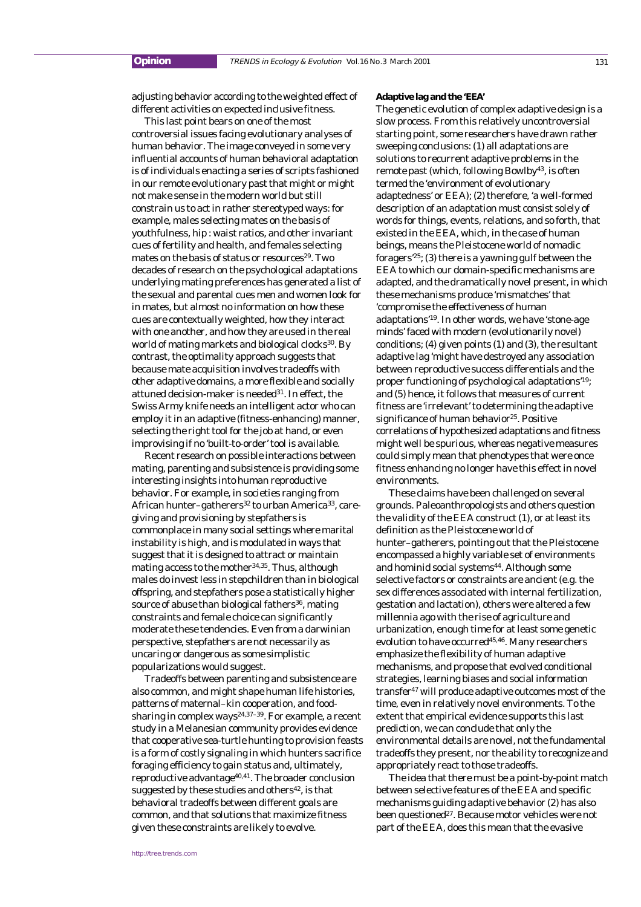adjusting behavior according to the weighted effect of different activities on expected inclusive fitness.

This last point bears on one of the most controversial issues facing evolutionary analyses of human behavior. The image conveyed in some very influential accounts of human behavioral adaptation is of individuals enacting a series of scripts fashioned in our remote evolutionary past that might or might not make sense in the modern world but still constrain us to act in rather stereotyped ways: for example, males selecting mates on the basis of youthfulness, hip : waist ratios, and other invariant cues of fertility and health, and females selecting mates on the basis of status or resources[29]. Two decades of research on the psychological adaptations underlying mating preferences has generated a list of the sexual and parental cues men and women look for in mates, but almost no information on how these cues are contextually weighted, how they interact with one another, and how they are used in the real world of mating markets and biological clocks[30]. By contrast, the optimality approach suggests that because mate acquisition involves tradeoffs with other adaptive domains, a more flexible and socially attuned decision-maker is needed[31]. In effect, the Swiss Army knife needs an intelligent actor who can employ it in an adaptive (fitness-enhancing) manner, selecting the right tool for the job at hand, or even improvising if no 'built-to-order' tool is available.

Recent research on possible interactions between mating, parenting and subsistence is providing some interesting insights into human reproductive behavior. For example, in societies ranging from African hunter–gatherers[32] to urban America[33], care-giving and provisioning by stepfathers is commonplace in many social settings where marital instability is high, and is modulated in ways that suggest that it is designed to attract or maintain mating access to the mother[34,35]. Thus, although males do invest less in stepchildren than in biological offspring, and stepfathers pose a statistically higher source of abuse than biological fathers[36], mating constraints and female choice can significantly moderate these tendencies. Even from a darwinian perspective, stepfathers are not necessarily as uncaring or dangerous as some simplistic popularizations would suggest.

Tradeoffs between parenting and subsistence are also common, and might shape human life histories, patterns of maternal–kin cooperation, and food-sharing in complex ways[24,37–39]. For example, a recent study in a Melanesian community provides evidence that cooperative sea-turtle hunting to provision feasts is a form of costly signaling in which hunters sacrifice foraging efficiency to gain status and, ultimately, reproductive advantage[40,41]. The broader conclusion suggested by these studies and others[42], is that behavioral tradeoffs between different goals are common, and that solutions that maximize fitness given these constraints are likely to evolve.

**Adaptive lag and the 'EEA'**

The genetic evolution of complex adaptive design is a slow process. From this relatively uncontroversial starting point, some researchers have drawn rather sweeping conclusions: (1) all adaptations are solutions to recurrent adaptive problems in the remote past (which, following Bowlby[43], is often termed the 'environment of evolutionary adaptedness' or EEA); (2) therefore, 'a well-formed description of an adaptation must consist solely of words for things, events, relations, and so forth, that existed in the EEA, which, in the case of human beings, means the Pleistocene world of nomadic foragers'[25]; (3) there is a yawning gulf between the EEA to which our domain-specific mechanisms are adapted, and the dramatically novel present, in which these mechanisms produce 'mismatches' that 'compromise the effectiveness of human adaptations'[19]. In other words, we have 'stone-age minds' faced with modern (evolutionarily novel) conditions; (4) given points (1) and (3), the resultant adaptive lag 'might have destroyed any association between reproductive success differentials and the proper functioning of psychological adaptations'[19]; and (5) hence, it follows that measures of current fitness are 'irrelevant' to determining the adaptive significance of human behavior[25]. Positive correlations of hypothesized adaptations and fitness might well be spurious, whereas negative measures could simply mean that phenotypes that were once fitness enhancing no longer have this effect in novel environments.

These claims have been challenged on several grounds. Paleoanthropologists and others question the validity of the EEA construct (1), or at least its definition as the Pleistocene world of hunter–gatherers, pointing out that the Pleistocene encompassed a highly variable set of environments and hominid social systems[44]. Although some selective factors or constraints are ancient (e.g. the sex differences associated with internal fertilization, gestation and lactation), others were altered a few millennia ago with the rise of agriculture and urbanization, enough time for at least some genetic evolution to have occurred[45,46]. Many researchers emphasize the flexibility of human adaptive mechanisms, and propose that evolved conditional strategies, learning biases and social information transfer[47] will produce adaptive outcomes most of the time, even in relatively novel environments. To the extent that empirical evidence supports this last prediction, we can conclude that only the environmental details are novel, not the fundamental tradeoffs they present, nor the ability to recognize and appropriately react to those tradeoffs.

The idea that there must be a point-by-point match between selective features of the EEA and specific mechanisms guiding adaptive behavior (2) has also been questioned[27]. Because motor vehicles were not part of the EEA, does this mean that the evasive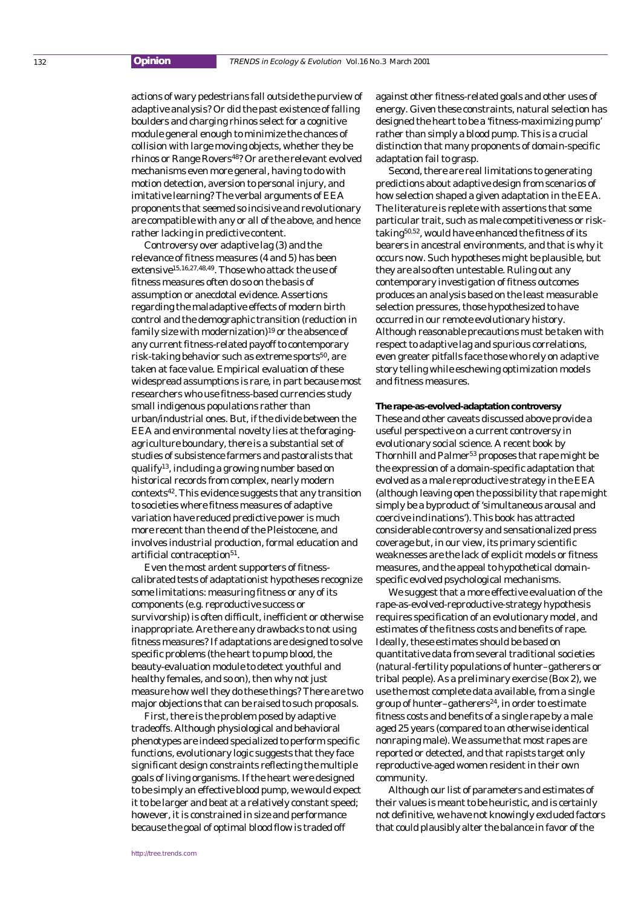actions of wary pedestrians fall outside the purview of adaptive analysis? Or did the past existence of falling boulders and charging rhinos select for a cognitive module general enough to minimize the chances of collision with large moving objects, whether they be rhinos or Range Rovers[48]? Or are the relevant evolved mechanisms even more general, having to do with motion detection, aversion to personal injury, and imitative learning? The verbal arguments of EEA proponents that seemed so incisive and revolutionary are compatible with any or all of the above, and hence rather lacking in predictive content.

Controversy over adaptive lag (3) and the relevance of fitness measures (4 and 5) has been extensive[15,16,27,48,49]. Those who attack the use of fitness measures often do so on the basis of assumption or anecdotal evidence. Assertions regarding the maladaptive effects of modern birth control and the demographic transition (reduction in family size with modernization)[19] or the absence of any current fitness-related payoff to contemporary risk-taking behavior such as extreme sports[50], are taken at face value. Empirical evaluation of these widespread assumptions is rare, in part because most researchers who use fitness-based currencies study small indigenous populations rather than urban/industrial ones. But, if the divide between the EEA and environmental novelty lies at the foraging-agriculture boundary, there is a substantial set of studies of subsistence farmers and pastoralists that qualify[13], including a growing number based on historical records from complex, nearly modern contexts[42]. This evidence suggests that any transition to societies where fitness measures of adaptive variation have reduced predictive power is much more recent than the end of the Pleistocene, and involves industrial production, formal education and artificial contraception[51].

Even the most ardent supporters of fitness-calibrated tests of adaptationist hypotheses recognize some limitations: measuring fitness or any of its components (e.g. reproductive success or survivorship) is often difficult, inefficient or otherwise inappropriate. Are there any drawbacks to not using fitness measures? If adaptations are designed to solve specific problems (the heart to pump blood, the beauty-evaluation module to detect youthful and healthy females, and so on), then why not just measure how well they do these things? There are two major objections that can be raised to such proposals.

First, there is the problem posed by adaptive tradeoffs. Although physiological and behavioral phenotypes are indeed specialized to perform specific functions, evolutionary logic suggests that they face significant design constraints reflecting the multiple goals of living organisms. If the heart were designed to be simply an effective blood pump, we would expect it to be larger and beat at a relatively constant speed; however, it is constrained in size and performance because the goal of optimal blood flow is traded off against other fitness-related goals and other uses of energy. Given these constraints, natural selection has designed the heart to be a 'fitness-maximizing pump' rather than simply a blood pump. This is a crucial distinction that many proponents of domain-specific adaptation fail to grasp.

Second, there are real limitations to generating predictions about adaptive design from scenarios of how selection shaped a given adaptation in the EEA. The literature is replete with assertions that some particular trait, such as male competitiveness or risk-taking[50,52], would have enhanced the fitness of its bearers in ancestral environments, and that is why it occurs now. Such hypotheses might be plausible, but they are also often untestable. Ruling out any contemporary investigation of fitness outcomes produces an analysis based on the least measurable selection pressures, those hypothesized to have occurred in our remote evolutionary history. Although reasonable precautions must be taken with respect to adaptive lag and spurious correlations, even greater pitfalls face those who rely on adaptive story telling while eschewing optimization models and fitness measures.

**The rape-as-evolved-adaptation controversy**

These and other caveats discussed above provide a useful perspective on a current controversy in evolutionary social science. A recent book by Thornhill and Palmer[53] proposes that rape might be the expression of a domain-specific adaptation that evolved as a male reproductive strategy in the EEA (although leaving open the possibility that rape might simply be a byproduct of 'simultaneous arousal and coercive inclinations'). This book has attracted considerable controversy and sensationalized press coverage but, in our view, its primary scientific weaknesses are the lack of explicit models or fitness measures, and the appeal to hypothetical domain-specific evolved psychological mechanisms.

We suggest that a more effective evaluation of the rape-as-evolved-reproductive-strategy hypothesis requires specification of an evolutionary model, and estimates of the fitness costs and benefits of rape. Ideally, these estimates should be based on quantitative data from several traditional societies (natural-fertility populations of hunter–gatherers or tribal people). As a preliminary exercise (Box 2), we use the most complete data available, from a single group of hunter–gatherers[24], in order to estimate fitness costs and benefits of a single rape by a male aged 25 years (compared to an otherwise identical nonraping male). We assume that most rapes are reported or detected, and that rapists target only reproductive-aged women resident in their own community.

Although our list of parameters and estimates of their values is meant to be heuristic, and is certainly not definitive, we have not knowingly excluded factors that could plausibly alter the balance in favor of the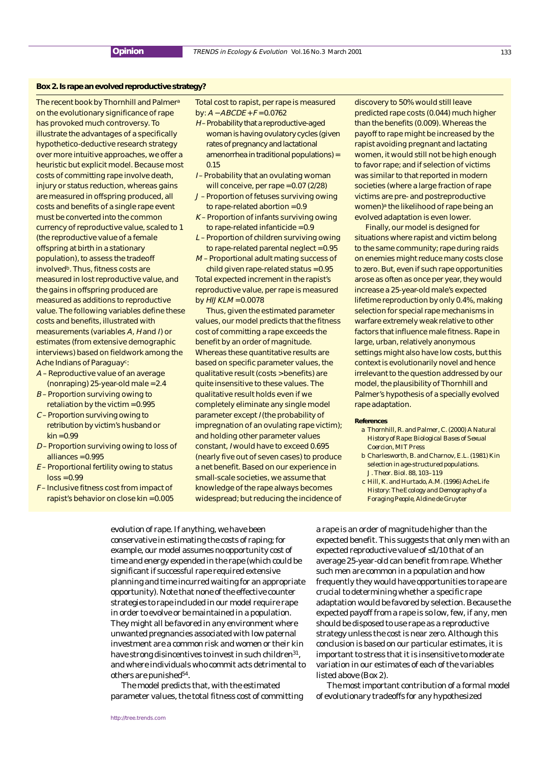### Box 2. Is rape an evolved reproductive strategy?

The recent book by Thornhill and Palmer[a] on the evolutionary significance of rape has provoked much controversy. To illustrate the advantages of a specifically hypothetico-deductive research strategy over more intuitive approaches, we offer a heuristic but explicit model. Because most costs of committing rape involve death, injury or status reduction, whereas gains are measured in offspring produced, all costs and benefits of a single rape event must be converted into the common currency of reproductive value, scaled to 1 (the reproductive value of a female offspring at birth in a stationary population), to assess the tradeoff involved[b]. Thus, fitness costs are measured in lost reproductive value, and the gains in offspring produced are measured as additions to reproductive value. The following variables define these costs and benefits, illustrated with measurements (variables $A$, $H$ and $I$) or estimates (from extensive demographic interviews) based on fieldwork among the Ache Indians of Paraguay[c]:

- $A$ – Reproductive value of an average (nonraping) 25-year-old male = 2.4
- $B$ – Proportion surviving owing to retaliation by the victim = 0.995
- $C$ – Proportion surviving owing to retribution by victim's husband or kin = 0.99
- $D$ – Proportion surviving owing to loss of alliances = 0.995
- $E$ – Proportional fertility owing to status loss = 0.99
- $F$ – Inclusive fitness cost from impact of rapist's behavior on close kin = 0.005

Total cost to rapist, per rape is measured by: $A - ABCDE + F = 0.0762$

- $H$ – Probability that a reproductive-aged woman is having ovulatory cycles (given rates of pregnancy and lactational amenorrhea in traditional populations) = 0.15
- $I$ – Probability that an ovulating woman will conceive, per rape = 0.07 (2/28)
- $J$ – Proportion of fetuses surviving owing to rape-related abortion = 0.9
- $K$ – Proportion of infants surviving owing to rape-related infanticide = 0.9
- $L$ – Proportion of children surviving owing to rape-related parental neglect = 0.95
- $M$ – Proportional adult mating success of child given rape-related status = 0.95

Total expected increment in the rapist's reproductive value, per rape is measured by $HIJKLM = 0.0078$

Thus, given the estimated parameter values, our model predicts that the fitness cost of committing a rape exceeds the benefit by an order of magnitude. Whereas these quantitative results are based on specific parameter values, the qualitative result (costs > benefits) are quite insensitive to these values. The qualitative result holds even if we completely eliminate any single model parameter except $I$ (the probability of impregnation of an ovulating rape victim); and holding other parameter values constant, $I$ would have to exceed 0.695 (nearly five out of seven cases) to produce a net benefit. Based on our experience in small-scale societies, we assume that knowledge of the rape always becomes widespread; but reducing the incidence of discovery to 50% would still leave predicted rape costs (0.044) much higher than the benefits (0.009). Whereas the payoff to rape might be increased by the rapist avoiding pregnant and lactating women, it would still not be high enough to favor rape; and if selection of victims was similar to that reported in modern societies (where a large fraction of rape victims are pre- and postreproductive women)[a] the likelihood of rape being an evolved adaptation is even lower.

Finally, our model is designed for situations where rapist and victim belong to the same community; rape during raids on enemies might reduce many costs close to zero. But, even if such rape opportunities arose as often as once per year, they would increase a 25-year-old male's expected lifetime reproduction by only 0.4%, making selection for special rape mechanisms in warfare extremely weak relative to other factors that influence male fitness. Rape in large, urban, relatively anonymous settings might also have low costs, but this context is evolutionarily novel and hence irrelevant to the question addressed by our model, the plausibility of Thornhill and Palmer's hypothesis of a specially evolved rape adaptation.

**References**

a Thornhill, R. and Palmer, C. (2000) *A Natural History of Rape: Biological Bases of Sexual Coercion*, MIT Press

b Charlesworth, B. and Charnov, E.L. (1981) Kin selection in age-structured populations. *J. Theor. Biol.* 88, 103–119

c Hill, K. and Hurtado, A.M. (1996) *Ache Life History: The Ecology and Demography of a Foraging People*, Aldine de Gruyter

---

evolution of rape. If anything, we have been conservative in estimating the costs of raping; for example, our model assumes no opportunity cost of time and energy expended in the rape (which could be significant if successful rape required extensive planning and time incurred waiting for an appropriate opportunity). Note that none of the effective counter strategies to rape included in our model require rape in order to evolve or be maintained in a population. They might all be favored in any environment where unwanted pregnancies associated with low paternal investment are a common risk and women or their kin have strong disincentives to invest in such children[31], and where individuals who commit acts detrimental to others are punished[54].

The model predicts that, with the estimated parameter values, the total fitness cost of committing a rape is an order of magnitude higher than the expected benefit. This suggests that only men with an expected reproductive value of ≤1/10 that of an average 25-year-old can benefit from rape. Whether such men are common in a population and how frequently they would have opportunities to rape are crucial to determining whether a specific rape adaptation would be favored by selection. Because the expected payoff from a rape is so low, few, if any, men should be disposed to use rape as a reproductive strategy unless the cost is near zero. Although this conclusion is based on our particular estimates, it is important to stress that it is insensitive to moderate variation in our estimates of each of the variables listed above (Box 2).

The most important contribution of a formal model of evolutionary tradeoffs for any hypothesized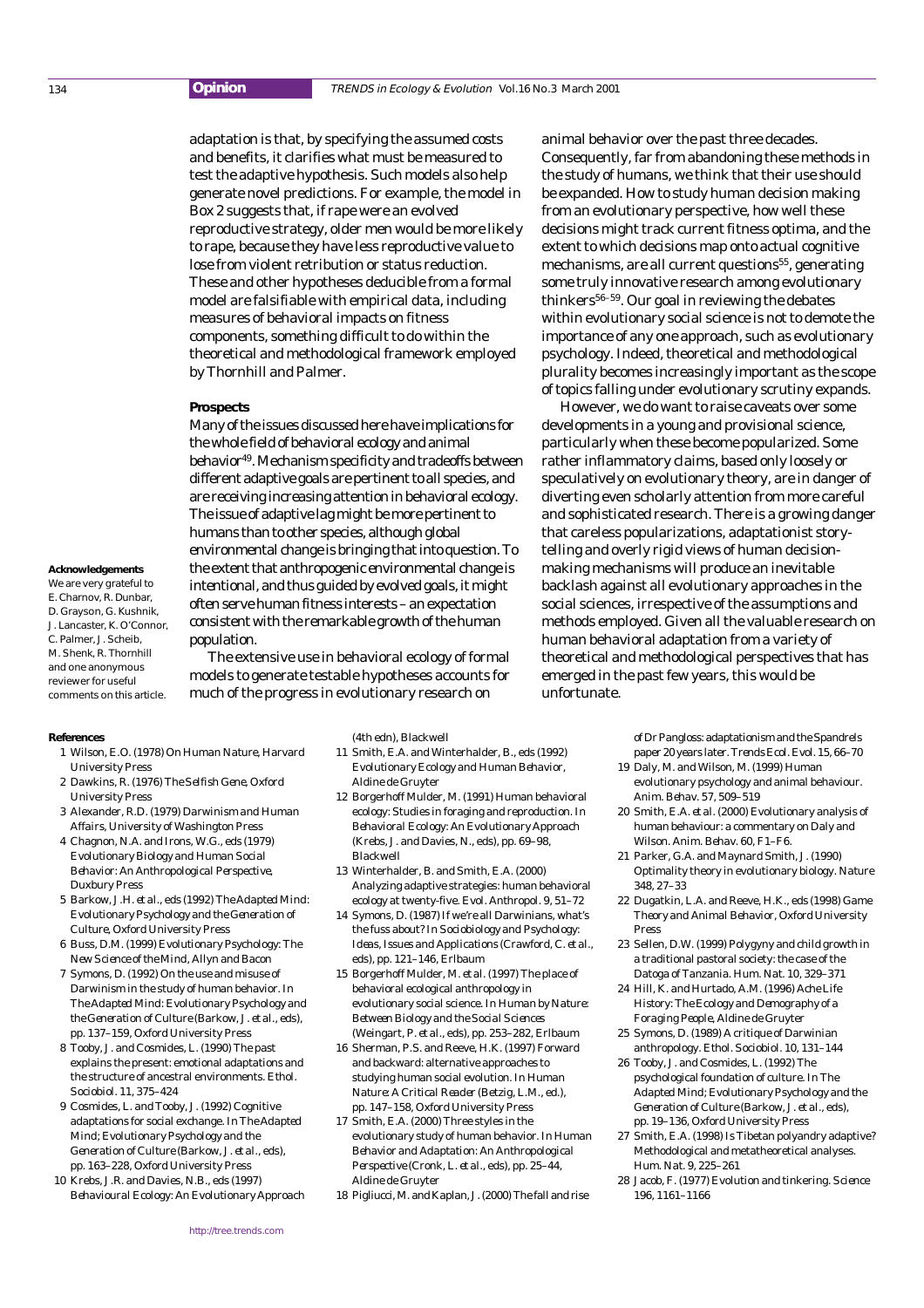adaptation is that, by specifying the assumed costs and benefits, it clarifies what must be measured to test the adaptive hypothesis. Such models also help generate novel predictions. For example, the model in Box 2 suggests that, if rape were an evolved reproductive strategy, older men would be more likely to rape, because they have less reproductive value to lose from violent retribution or status reduction. These and other hypotheses deducible from a formal model are falsifiable with empirical data, including measures of behavioral impacts on fitness components, something difficult to do within the theoretical and methodological framework employed by Thornhill and Palmer.

**Prospects**

Many of the issues discussed here have implications for the whole field of behavioral ecology and animal behavior[49]. Mechanism specificity and tradeoffs between different adaptive goals are pertinent to all species, and are receiving increasing attention in behavioral ecology. The issue of adaptive lag might be more pertinent to humans than to other species, although global environmental change is bringing that into question. To the extent that anthropogenic environmental change is intentional, and thus guided by evolved goals, it might often serve human fitness interests – an expectation consistent with the remarkable growth of the human population.

The extensive use in behavioral ecology of formal models to generate testable hypotheses accounts for much of the progress in evolutionary research on animal behavior over the past three decades. Consequently, far from abandoning these methods in the study of humans, we think that their use should be expanded. How to study human decision making from an evolutionary perspective, how well these decisions might track current fitness optima, and the extent to which decisions map onto actual cognitive mechanisms, are all current questions[55], generating some truly innovative research among evolutionary thinkers[56–59]. Our goal in reviewing the debates within evolutionary social science is not to demote the importance of any one approach, such as evolutionary psychology. Indeed, theoretical and methodological plurality becomes increasingly important as the scope of topics falling under evolutionary scrutiny expands.

However, we do want to raise caveats over some developments in a young and provisional science, particularly when these become popularized. Some rather inflammatory claims, based only loosely or speculatively on evolutionary theory, are in danger of diverting even scholarly attention from more careful and sophisticated research. There is a growing danger that careless popularizations, adaptationist story-telling and overly rigid views of human decision-making mechanisms will produce an inevitable backlash against all evolutionary approaches in the social sciences, irrespective of the assumptions and methods employed. Given all the valuable research on human behavioral adaptation from a variety of theoretical and methodological perspectives that has emerged in the past few years, this would be unfortunate.

**Acknowledgements**

We are very grateful to E. Charnov, R. Dunbar, D. Grayson, G. Kushnik, J. Lancaster, K. O'Connor, C. Palmer, J. Scheib, M. Shenk, R. Thornhill and one anonymous reviewer for useful comments on this article.

**References**

1. Wilson, E.O. (1978) *On Human Nature*, Harvard University Press
2. Dawkins, R. (1976) *The Selfish Gene*, Oxford University Press
3. Alexander, R.D. (1979) *Darwinism and Human Affairs*, University of Washington Press
4. Chagnon, N.A. and Irons, W.G., eds (1979) *Evolutionary Biology and Human Social Behavior: An Anthropological Perspective*, Duxbury Press
5. Barkow, J.H. *et al.*, eds (1992) *The Adapted Mind: Evolutionary Psychology and the Generation of Culture*, Oxford University Press
6. Buss, D.M. (1999) *Evolutionary Psychology: The New Science of the Mind*, Allyn and Bacon
7. Symons, D. (1992) On the use and misuse of Darwinism in the study of human behavior. In *The Adapted Mind: Evolutionary Psychology and the Generation of Culture* (Barkow, J. *et al.*, eds), pp. 137–159, Oxford University Press
8. Tooby, J. and Cosmides, L. (1990) The past explains the present: emotional adaptations and the structure of ancestral environments. *Ethol. Sociobiol.* 11, 375–424
9. Cosmides, L. and Tooby, J. (1992) Cognitive adaptations for social exchange. In *The Adapted Mind; Evolutionary Psychology and the Generation of Culture* (Barkow, J. *et al.*, eds), pp. 163–228, Oxford University Press
10. Krebs, J.R. and Davies, N.B., eds (1997) *Behavioural Ecology: An Evolutionary Approach* (4th edn), Blackwell
11. Smith, E.A. and Winterhalder, B., eds (1992) *Evolutionary Ecology and Human Behavior*, Aldine de Gruyter
12. Borgerhoff Mulder, M. (1991) Human behavioral ecology: Studies in foraging and reproduction. In *Behavioral Ecology: An Evolutionary Approach* (Krebs, J. and Davies, N., eds), pp. 69–98, Blackwell
13. Winterhalder, B. and Smith, E.A. (2000) Analyzing adaptive strategies: human behavioral ecology at twenty-five. *Evol. Anthropol.* 9, 51–72
14. Symons, D. (1987) If we're all Darwinians, what's the fuss about? In *Sociobiology and Psychology: Ideas, Issues and Applications* (Crawford, C. *et al.*, eds), pp. 121–146, Erlbaum
15. Borgerhoff Mulder, M. *et al.* (1997) The place of behavioral ecological anthropology in evolutionary social science. In *Human by Nature: Between Biology and the Social Sciences* (Weingart, P. *et al.*, eds), pp. 253–282, Erlbaum
16. Sherman, P.S. and Reeve, H.K. (1997) Forward and backward: alternative approaches to studying human social evolution. In *Human Nature: A Critical Reader* (Betzig, L.M., ed.), pp. 147–158, Oxford University Press
17. Smith, E.A. (2000) Three styles in the evolutionary study of human behavior. In *Human Behavior and Adaptation: An Anthropological Perspective* (Cronk, L. *et al.*, eds), pp. 25–44, Aldine de Gruyter
18. Pigliucci, M. and Kaplan, J. (2000) The fall and rise of Dr Pangloss: adaptationism and the Spandrels paper 20 years later. *Trends Ecol. Evol.* 15, 66–70
19. Daly, M. and Wilson, M. (1999) Human evolutionary psychology and animal behaviour. *Anim. Behav.* 57, 509–519
20. Smith, E.A. *et al.* (2000) Evolutionary analysis of human behaviour: a commentary on Daly and Wilson. *Anim. Behav.* 60, F1–F6.
21. Parker, G.A. and Maynard Smith, J. (1990) Optimality theory in evolutionary biology. *Nature* 348, 27–33
22. Dugatkin, L.A. and Reeve, H.K., eds (1998) *Game Theory and Animal Behavior*, Oxford University Press
23. Sellen, D.W. (1999) Polygyny and child growth in a traditional pastoral society: the case of the Datoga of Tanzania. *Hum. Nat.* 10, 329–371
24. Hill, K. and Hurtado, A.M. (1996) *Ache Life History: The Ecology and Demography of a Foraging People*, Aldine de Gruyter
25. Symons, D. (1989) A critique of Darwinian anthropology. *Ethol. Sociobiol.* 10, 131–144
26. Tooby, J. and Cosmides, L. (1992) The psychological foundation of culture. In *The Adapted Mind; Evolutionary Psychology and the Generation of Culture* (Barkow, J. *et al.*, eds), pp. 19–136, Oxford University Press
27. Smith, E.A. (1998) Is Tibetan polyandry adaptive? Methodological and metatheoretical analyses. *Hum. Nat.* 9, 225–261
28. Jacob, F. (1977) Evolution and tinkering. *Science* 196, 1161–1166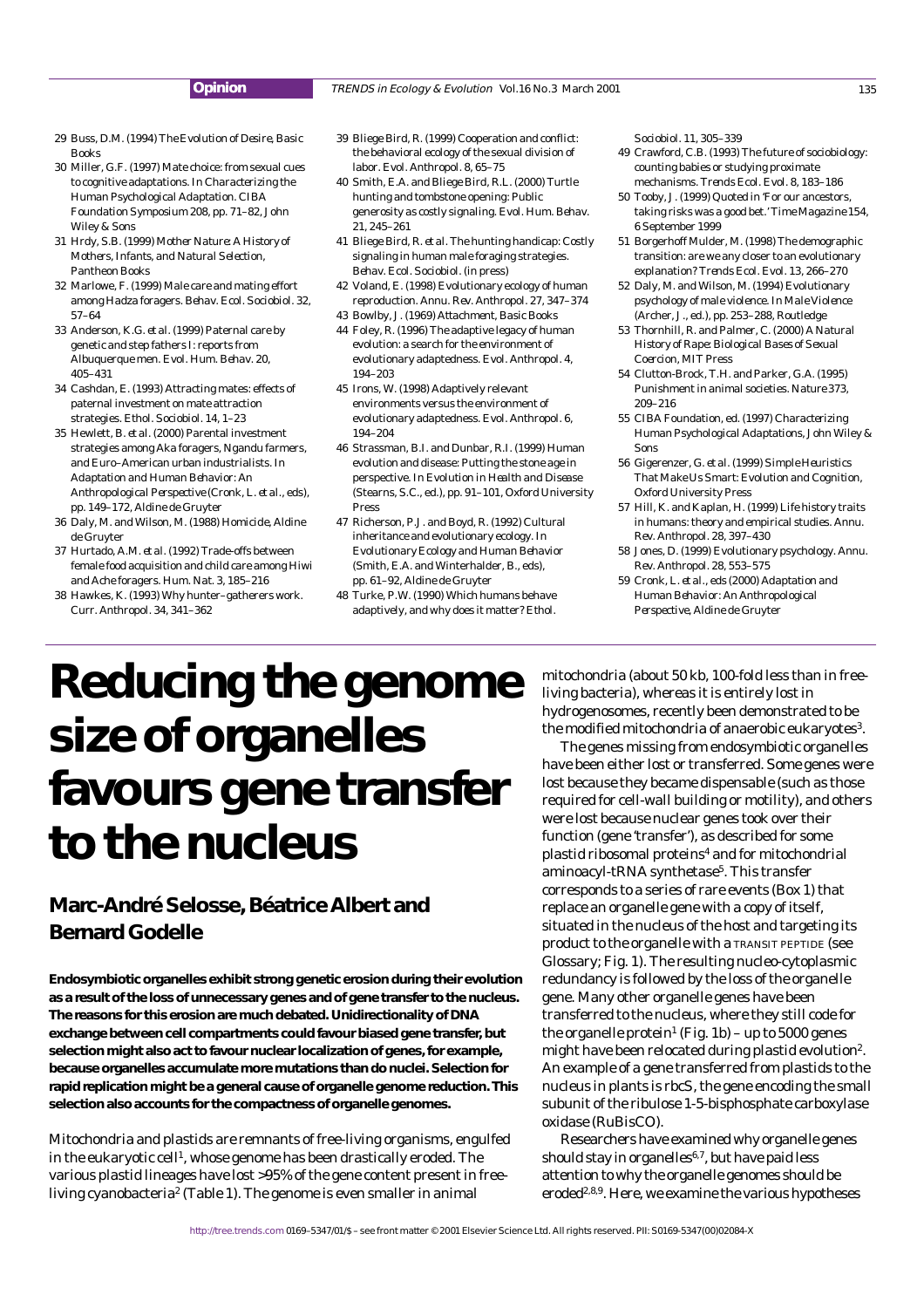29 Buss, D.M. (1994) *The Evolution of Desire*, Basic Books

30 Miller, G.F. (1997) Mate choice: from sexual cues to cognitive adaptations. In *Characterizing the Human Psychological Adaptation*. CIBA Foundation Symposium 208, pp. 71–82, John Wiley & Sons

31 Hrdy, S.B. (1999) *Mother Nature: A History of Mothers, Infants, and Natural Selection*, Pantheon Books

32 Marlowe, F. (1999) Male care and mating effort among Hadza foragers. *Behav. Ecol. Sociobiol.* 32, 57–64

33 Anderson, K.G. *et al.* (1999) Paternal care by genetic and step fathers I: reports from Albuquerque men. *Evol. Hum. Behav.* 20, 405–431

34 Cashdan, E. (1993) Attracting mates: effects of paternal investment on mate attraction strategies. *Ethol. Sociobiol.* 14, 1–23

35 Hewlett, B. *et al.* (2000) Parental investment strategies among Aka foragers, Ngandu farmers, and Euro–American urban industrialists. In *Adaptation and Human Behavior: An Anthropological Perspective* (Cronk, L. *et al.*, eds), pp. 149–172, Aldine de Gruyter

36 Daly, M. and Wilson, M. (1988) *Homicide*, Aldine de Gruyter

37 Hurtado, A.M. *et al.* (1992) Trade-offs between female food acquisition and child care among Hiwi and Ache foragers. *Hum. Nat.* 3, 185–216

38 Hawkes, K. (1993) Why hunter–gatherers work. *Curr. Anthropol.* 34, 341–362

39 Bliege Bird, R. (1999) Cooperation and conflict: the behavioral ecology of the sexual division of labor. *Evol. Anthropol.* 8, 65–75

40 Smith, E.A. and Bliege Bird, R.L. (2000) Turtle hunting and tombstone opening: Public generosity as costly signaling. *Evol. Hum. Behav.* 21, 245–261

41 Bliege Bird, R. *et al.* The hunting handicap: Costly signaling in human male foraging strategies. *Behav. Ecol. Sociobiol.* (in press)

42 Voland, E. (1998) Evolutionary ecology of human reproduction. *Annu. Rev. Anthropol.* 27, 347–374

43 Bowlby, J. (1969) *Attachment*, Basic Books

44 Foley, R. (1996) The adaptive legacy of human evolution: a search for the environment of evolutionary adaptedness. *Evol. Anthropol.* 4, 194–203

45 Irons, W. (1998) Adaptively relevant environments versus the environment of evolutionary adaptedness. *Evol. Anthropol.* 6, 194–204

46 Strassman, B.I. and Dunbar, R.I. (1999) Human evolution and disease: Putting the stone age in perspective. In *Evolution in Health and Disease* (Stearns, S.C., ed.), pp. 91–101, Oxford University Press

47 Richerson, P.J. and Boyd, R. (1992) Cultural inheritance and evolutionary ecology. In *Evolutionary Ecology and Human Behavior* (Smith, E.A. and Winterhalder, B., eds), pp. 61–92, Aldine de Gruyter

48 Turke, P.W. (1990) Which humans behave adaptively, and why does it matter? *Ethol. Sociobiol.* 11, 305–339

49 Crawford, C.B. (1993) The future of sociobiology: counting babies or studying proximate mechanisms. *Trends Ecol. Evol.* 8, 183–186

50 Tooby, J. (1999) Quoted in 'For our ancestors, taking risks was a good bet.' *Time Magazine* 154, 6 September 1999

51 Borgerhoff Mulder, M. (1998) The demographic transition: are we any closer to an evolutionary explanation? *Trends Ecol. Evol.* 13, 266–270

52 Daly, M. and Wilson, M. (1994) Evolutionary psychology of male violence. In *Male Violence* (Archer, J., ed.), pp. 253–288, Routledge

53 Thornhill, R. and Palmer, C. (2000) *A Natural History of Rape: Biological Bases of Sexual Coercion*, MIT Press

54 Clutton-Brock, T.H. and Parker, G.A. (1995) Punishment in animal societies. *Nature* 373, 209–216

55 CIBA Foundation, ed. (1997) *Characterizing Human Psychological Adaptations*, John Wiley & Sons

56 Gigerenzer, G. *et al.* (1999) *Simple Heuristics That Make Us Smart: Evolution and Cognition*, Oxford University Press

57 Hill, K. and Kaplan, H. (1999) Life history traits in humans: theory and empirical studies. *Annu. Rev. Anthropol.* 28, 397–430

58 Jones, D. (1999) Evolutionary psychology. *Annu. Rev. Anthropol.* 28, 553–575

59 Cronk, L. *et al.*, eds (2000) *Adaptation and Human Behavior: An Anthropological Perspective*, Aldine de Gruyter

# Reducing the genome size of organelles favours gene transfer to the nucleus

## Marc-André Selosse, Béatrice Albert and Bernard Godelle

**Endosymbiotic organelles exhibit strong genetic erosion during their evolution as a result of the loss of unnecessary genes and of gene transfer to the nucleus. The reasons for this erosion are much debated. Unidirectionality of DNA exchange between cell compartments could favour biased gene transfer, but selection might also act to favour nuclear localization of genes, for example, because organelles accumulate more mutations than do nuclei. Selection for rapid replication might be a general cause of organelle genome reduction. This selection also accounts for the compactness of organelle genomes.**

Mitochondria and plastids are remnants of free-living organisms, engulfed in the eukaryotic cell[1], whose genome has been drastically eroded. The various plastid lineages have lost >95% of the gene content present in free-living cyanobacteria[2] (Table 1). The genome is even smaller in animal mitochondria (about 50 kb, 100-fold less than in free-living bacteria), whereas it is entirely lost in hydrogenosomes, recently been demonstrated to be the modified mitochondria of anaerobic eukaryotes[3].

The genes missing from endosymbiotic organelles have been either lost or transferred. Some genes were lost because they became dispensable (such as those required for cell-wall building or motility), and others were lost because nuclear genes took over their function (gene 'transfer'), as described for some plastid ribosomal proteins[4] and for mitochondrial aminoacyl-tRNA synthetase[5]. This transfer corresponds to a series of rare events (Box 1) that replace an organelle gene with a copy of itself, situated in the nucleus of the host and targeting its product to the organelle with a TRANSIT PEPTIDE (see Glossary; Fig. 1). The resulting nucleo-cytoplasmic redundancy is followed by the loss of the organelle gene. Many other organelle genes have been transferred to the nucleus, where they still code for the organelle protein[1] (Fig. 1b) – up to 5000 genes might have been relocated during plastid evolution[2]. An example of a gene transferred from plastids to the nucleus in plants is *rbcS*, the gene encoding the small subunit of the ribulose 1-5-bisphosphate carboxylase oxidase (RuBisCO).

Researchers have examined why organelle genes should stay in organelles[6,7], but have paid less attention to why the organelle genomes should be eroded[2,8,9]. Here, we examine the various hypotheses